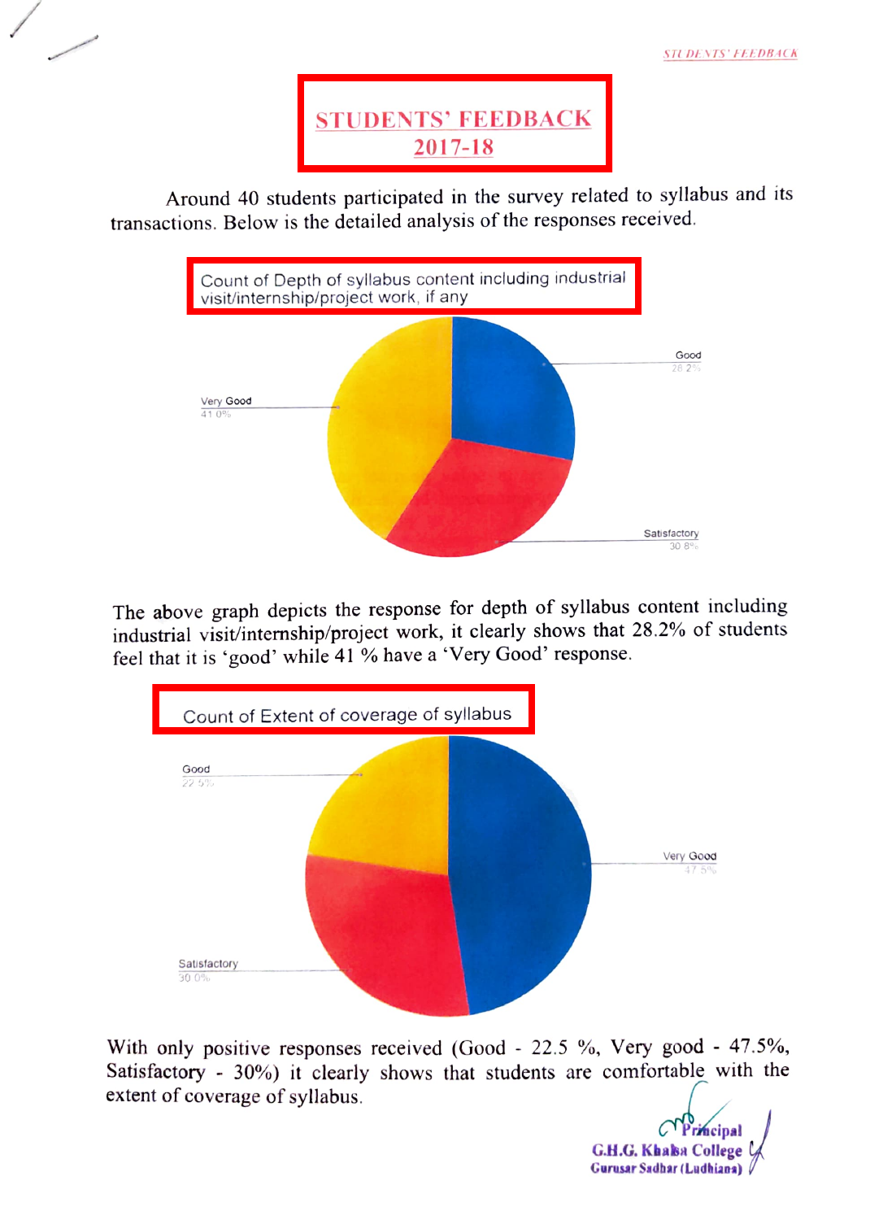# STUDENTS' FEEDBACK
## 2017-18

Around 40 students participated in the survey related to syllabus and its transactions. Below is the detailed analysis of the responses received.

**Count of Depth of syllabus content including industrial visit/internship/project work, if any**

| Response | Percentage |
|---|---|
| Good | 28.2% |
| Very Good | 41.0% |
| Satisfactory | 30.8% |

The above graph depicts the response for depth of syllabus content including industrial visit/internship/project work, it clearly shows that 28.2% of students feel that it is 'good' while 41 % have a 'Very Good' response.

**Count of Extent of coverage of syllabus**

| Response | Percentage |
|---|---|
| Good | 22.5% |
| Very Good | 47.5% |
| Satisfactory | 30.0% |

With only positive responses received (Good - 22.5 %, Very good - 47.5%, Satisfactory - 30%) it clearly shows that students are comfortable with the extent of coverage of syllabus.

Principal
G.H.G. Khalsa College
Gurusar Sadhar (Ludhiana)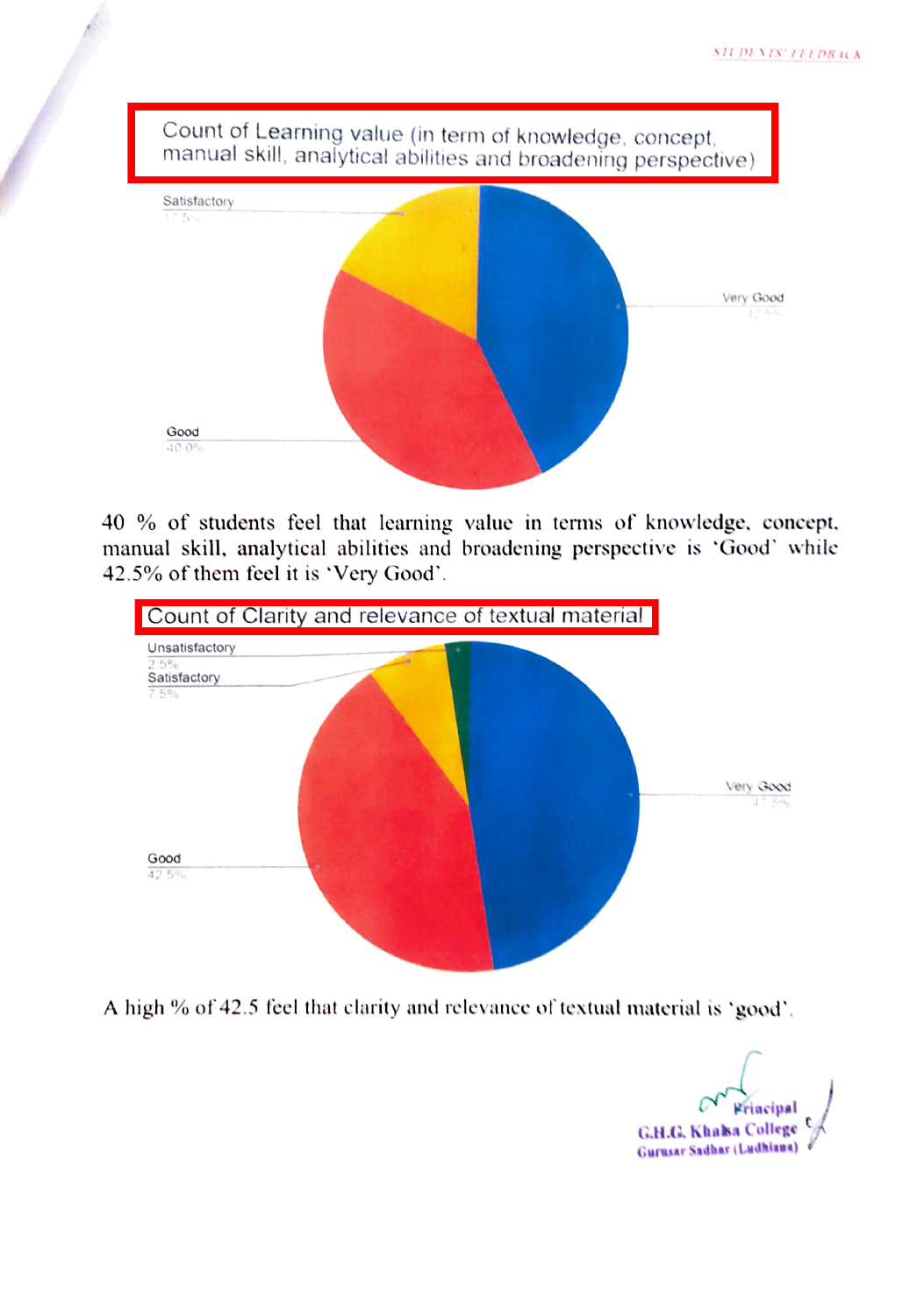Count of Learning value (in term of knowledge, concept, manual skill, analytical abilities and broadening perspective)

Satisfactory
17.5%

Very Good
42.5%

Good
40.0%

40 % of students feel that learning value in terms of knowledge, concept, manual skill, analytical abilities and broadening perspective is 'Good' while 42.5% of them feel it is 'Very Good'.

Count of Clarity and relevance of textual material

Unsatisfactory
2.5%

Satisfactory
7.5%

Very Good
47.5%

Good
42.5%

A high % of 42.5 feel that clarity and relevance of textual material is 'good'.

Principal
G.H.G. Khalsa College
Gurusar Sadhar (Ludhiana)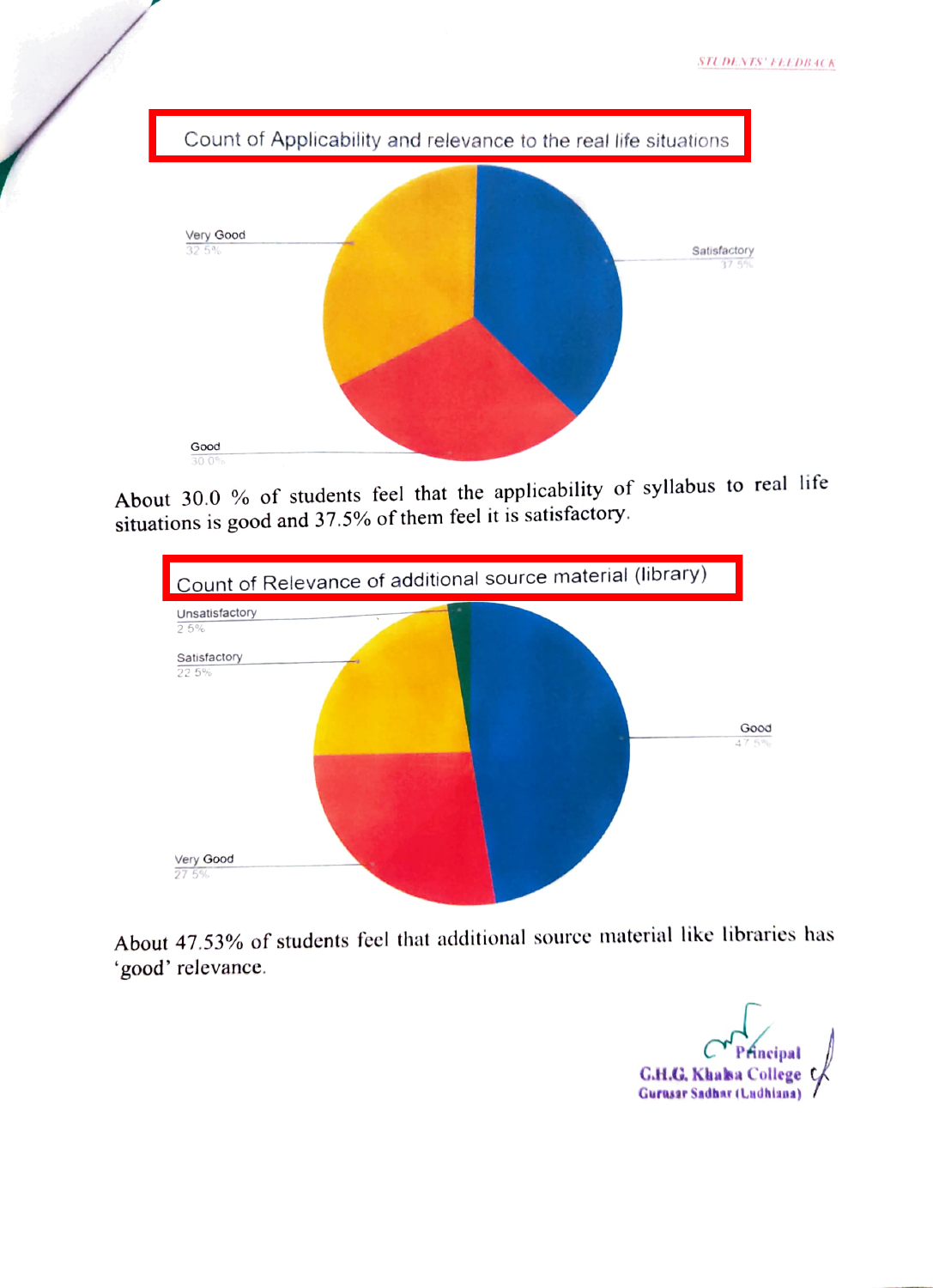## Count of Applicability and relevance to the real life situations

| Response | Percentage |
|---|---|
| Very Good | 32.5% |
| Satisfactory | 37.5% |
| Good | 30.0% |

About 30.0 % of students feel that the applicability of syllabus to real life situations is good and 37.5% of them feel it is satisfactory.

## Count of Relevance of additional source material (library)

| Response | Percentage |
|---|---|
| Unsatisfactory | 2.5% |
| Satisfactory | 22.5% |
| Good | 47.5% |
| Very Good | 27.5% |

About 47.53% of students feel that additional source material like libraries has 'good' relevance.

Principal
G.H.G. Khalsa College
Gurusar Sadhar (Ludhiana)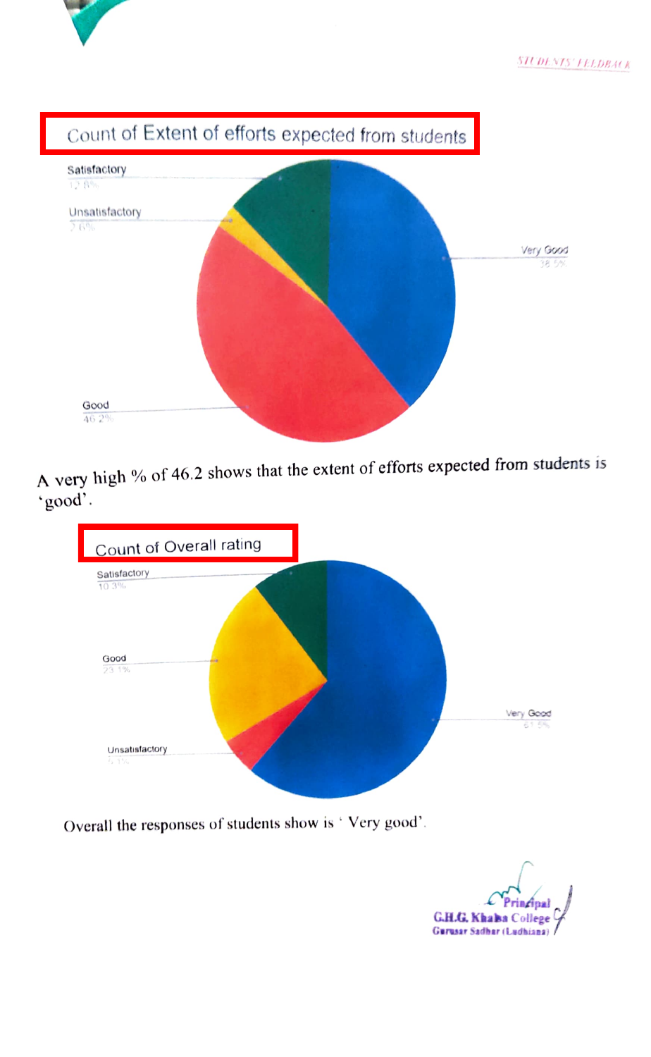## Count of Extent of efforts expected from students

Satisfactory
12.8%

Unsatisfactory
2.6%

Very Good
38.5%

Good
46.2%

A very high % of 46.2 shows that the extent of efforts expected from students is 'good'.

## Count of Overall rating

Satisfactory
10.3%

Good
23.1%

Very Good
61.5%

Unsatisfactory
5.1%

Overall the responses of students show is ' Very good'.

Principal
G.H.G. Khalsa College
Gurusar Sadhar (Ludhiana)